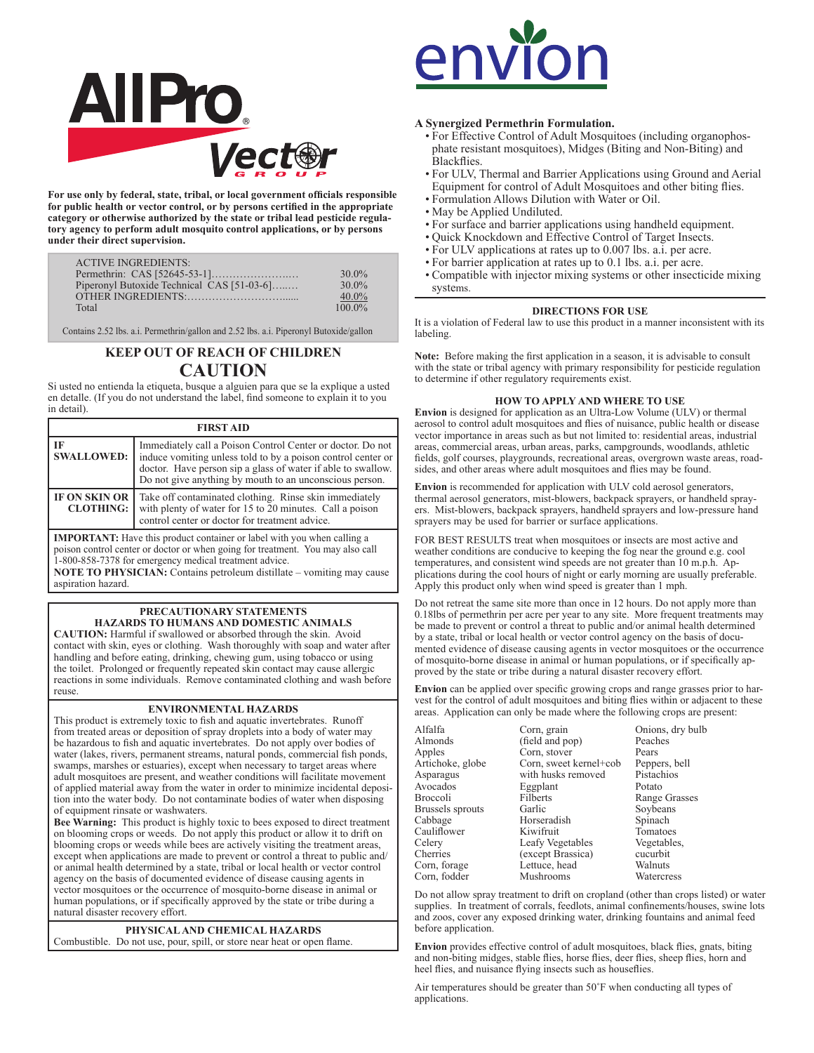# AllPro Vector Group

**For use only by federal, state, tribal, or local government officials responsible for public health or vector control, or by persons certified in the appropriate category or otherwise authorized by the state or tribal lead pesticide regulatory agency to perform adult mosquito control applications, or by persons under their direct supervision.**

| ACTIVE INGREDIENTS: | |
|---|---|
| Permethrin: CAS [52645-53-1]…………………..… | 30.0% |
| Piperonyl Butoxide Technical CAS [51-03-6]…..… | 30.0% |
| OTHER INGREDIENTS:………………………..... | 40.0% |
| Total | 100.0% |

Contains 2.52 lbs. a.i. Permethrin/gallon and 2.52 lbs. a.i. Piperonyl Butoxide/gallon

## KEEP OUT OF REACH OF CHILDREN
## CAUTION

Si usted no entienda la etiqueta, busque a alguien para que se la explique a usted en detalle. (If you do not understand the label, find someone to explain it to you in detail).

| FIRST AID | |
|---|---|
| **IF SWALLOWED:** | Immediately call a Poison Control Center or doctor. Do not induce vomiting unless told to by a poison control center or doctor. Have person sip a glass of water if able to swallow. Do not give anything by mouth to an unconscious person. |
| **IF ON SKIN OR CLOTHING:** | Take off contaminated clothing. Rinse skin immediately with plenty of water for 15 to 20 minutes. Call a poison control center or doctor for treatment advice. |

**IMPORTANT:** Have this product container or label with you when calling a poison control center or doctor or when going for treatment. You may also call 1-800-858-7378 for emergency medical treatment advice.
**NOTE TO PHYSICIAN:** Contains petroleum distillate – vomiting may cause aspiration hazard.

### PRECAUTIONARY STATEMENTS
### HAZARDS TO HUMANS AND DOMESTIC ANIMALS

**CAUTION:** Harmful if swallowed or absorbed through the skin. Avoid contact with skin, eyes or clothing. Wash thoroughly with soap and water after handling and before eating, drinking, chewing gum, using tobacco or using the toilet. Prolonged or frequently repeated skin contact may cause allergic reactions in some individuals. Remove contaminated clothing and wash before reuse.

### ENVIRONMENTAL HAZARDS

This product is extremely toxic to fish and aquatic invertebrates. Runoff from treated areas or deposition of spray droplets into a body of water may be hazardous to fish and aquatic invertebrates. Do not apply over bodies of water (lakes, rivers, permanent streams, natural ponds, commercial fish ponds, swamps, marshes or estuaries), except when necessary to target areas where adult mosquitoes are present, and weather conditions will facilitate movement of applied material away from the water in order to minimize incidental deposition into the water body. Do not contaminate bodies of water when disposing of equipment rinsate or washwaters.

**Bee Warning:** This product is highly toxic to bees exposed to direct treatment on blooming crops or weeds. Do not apply this product or allow it to drift on blooming crops or weeds while bees are actively visiting the treatment areas, except when applications are made to prevent or control a threat to public and/or animal health determined by a state, tribal or local health or vector control agency on the basis of documented evidence of disease causing agents in vector mosquitoes or the occurrence of mosquito-borne disease in animal or human populations, or if specifically approved by the state or tribe during a natural disaster recovery effort.

### PHYSICAL AND CHEMICAL HAZARDS

Combustible. Do not use, pour, spill, or store near heat or open flame.

# envion

**A Synergized Permethrin Formulation.**

- For Effective Control of Adult Mosquitoes (including organophosphate resistant mosquitoes), Midges (Biting and Non-Biting) and Blackflies.
- For ULV, Thermal and Barrier Applications using Ground and Aerial Equipment for control of Adult Mosquitoes and other biting flies.
- Formulation Allows Dilution with Water or Oil.
- May be Applied Undiluted.
- For surface and barrier applications using handheld equipment.
- Quick Knockdown and Effective Control of Target Insects.
- For ULV applications at rates up to 0.007 lbs. a.i. per acre.
- For barrier application at rates up to 0.1 lbs. a.i. per acre.
- Compatible with injector mixing systems or other insecticide mixing systems.

## DIRECTIONS FOR USE

It is a violation of Federal law to use this product in a manner inconsistent with its labeling.

**Note:** Before making the first application in a season, it is advisable to consult with the state or tribal agency with primary responsibility for pesticide regulation to determine if other regulatory requirements exist.

### HOW TO APPLY AND WHERE TO USE

**Envion** is designed for application as an Ultra-Low Volume (ULV) or thermal aerosol to control adult mosquitoes and flies of nuisance, public health or disease vector importance in areas such as but not limited to: residential areas, industrial areas, commercial areas, urban areas, parks, campgrounds, woodlands, athletic fields, golf courses, playgrounds, recreational areas, overgrown waste areas, roadsides, and other areas where adult mosquitoes and flies may be found.

**Envion** is recommended for application with ULV cold aerosol generators, thermal aerosol generators, mist-blowers, backpack sprayers, or handheld sprayers. Mist-blowers, backpack sprayers, handheld sprayers and low-pressure hand sprayers may be used for barrier or surface applications.

FOR BEST RESULTS treat when mosquitoes or insects are most active and weather conditions are conducive to keeping the fog near the ground e.g. cool temperatures, and consistent wind speeds are not greater than 10 m.p.h. Applications during the cool hours of night or early morning are usually preferable. Apply this product only when wind speed is greater than 1 mph.

Do not retreat the same site more than once in 12 hours. Do not apply more than 0.18lbs of permethrin per acre per year to any site. More frequent treatments may be made to prevent or control a threat to public and/or animal health determined by a state, tribal or local health or vector control agency on the basis of documented evidence of disease causing agents in vector mosquitoes or the occurrence of mosquito-borne disease in animal or human populations, or if specifically approved by the state or tribe during a natural disaster recovery effort.

**Envion** can be applied over specific growing crops and range grasses prior to harvest for the control of adult mosquitoes and biting flies within or adjacent to these areas. Application can only be made where the following crops are present:

| | | |
|---|---|---|
| Alfalfa | Corn, grain (field and pop) | Onions, dry bulb |
| Almonds | Corn, stover | Peaches |
| Apples | Corn, sweet kernel+cob with husks removed | Pears |
| Artichoke, globe | Eggplant | Peppers, bell |
| Asparagus | Filberts | Pistachios |
| Avocados | Garlic | Potato |
| Broccoli | Horseradish | Range Grasses |
| Brussels sprouts | Kiwifruit | Soybeans |
| Cabbage | Leafy Vegetables (except Brassica) | Spinach |
| Cauliflower | Lettuce, head | Tomatoes |
| Celery | Mushrooms | Vegetables, cucurbit |
| Cherries | | Walnuts |
| Corn, forage | | Watercress |
| Corn, fodder | | |

Do not allow spray treatment to drift on cropland (other than crops listed) or water supplies. In treatment of corrals, feedlots, animal confinements/houses, swine lots and zoos, cover any exposed drinking water, drinking fountains and animal feed before application.

**Envion** provides effective control of adult mosquitoes, black flies, gnats, biting and non-biting midges, stable flies, horse flies, deer flies, sheep flies, horn and heel flies, and nuisance flying insects such as houseflies.

Air temperatures should be greater than 50˚F when conducting all types of applications.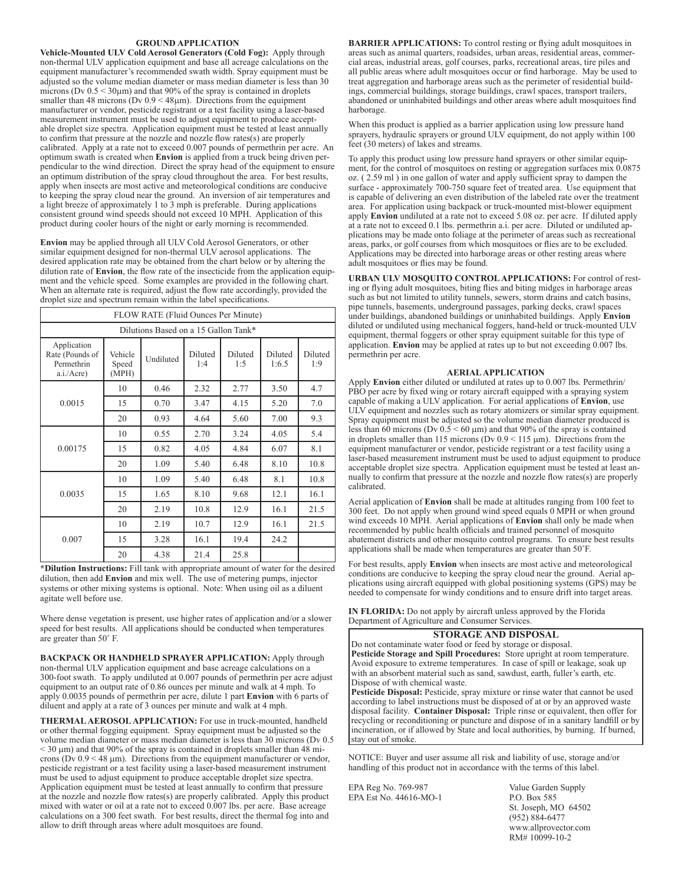## GROUND APPLICATION

**Vehicle-Mounted ULV Cold Aerosol Generators (Cold Fog):** Apply through non-thermal ULV application equipment and base all acreage calculations on the equipment manufacturer's recommended swath width. Spray equipment must be adjusted so the volume median diameter or mass median diameter is less than 30 microns (Dv 0.5 < 30μm) and that 90% of the spray is contained in droplets smaller than 48 microns (Dv 0.9 < 48μm). Directions from the equipment manufacturer or vendor, pesticide registrant or a test facility using a laser-based measurement instrument must be used to adjust equipment to produce acceptable droplet size spectra. Application equipment must be tested at least annually to confirm that pressure at the nozzle and nozzle flow rates(s) are properly calibrated. Apply at a rate not to exceed 0.007 pounds of permethrin per acre. An optimum swath is created when **Envion** is applied from a truck being driven perpendicular to the wind direction. Direct the spray head of the equipment to ensure an optimum distribution of the spray cloud throughout the area. For best results, apply when insects are most active and meteorological conditions are conducive to keeping the spray cloud near the ground. An inversion of air temperatures and a light breeze of approximately 1 to 3 mph is preferable. During applications consistent ground wind speeds should not exceed 10 MPH. Application of this product during cooler hours of the night or early morning is recommended.

**Envion** may be applied through all ULV Cold Aerosol Generators, or other similar equipment designed for non-thermal ULV aerosol applications. The desired application rate may be obtained from the chart below or by altering the dilution rate of **Envion**, the flow rate of the insecticide from the application equipment and the vehicle speed. Some examples are provided in the following chart. When an alternate rate is required, adjust the flow rate accordingly, provided the droplet size and spectrum remain within the label specifications.

| FLOW RATE (Fluid Ounces Per Minute) | | | | | | |
|---|---|---|---|---|---|---|
| Dilutions Based on a 15 Gallon Tank* | | | | | | |
| Application Rate (Pounds of Permethrin a.i./Acre) | Vehicle Speed (MPH) | Undiluted | Diluted 1:4 | Diluted 1:5 | Diluted 1:6.5 | Diluted 1:9 |
| 0.0015 | 10 | 0.46 | 2.32 | 2.77 | 3.50 | 4.7 |
| | 15 | 0.70 | 3.47 | 4.15 | 5.20 | 7.0 |
| | 20 | 0.93 | 4.64 | 5.60 | 7.00 | 9.3 |
| 0.00175 | 10 | 0.55 | 2.70 | 3.24 | 4.05 | 5.4 |
| | 15 | 0.82 | 4.05 | 4.84 | 6.07 | 8.1 |
| | 20 | 1.09 | 5.40 | 6.48 | 8.10 | 10.8 |
| 0.0035 | 10 | 1.09 | 5.40 | 6.48 | 8.1 | 10.8 |
| | 15 | 1.65 | 8.10 | 9.68 | 12.1 | 16.1 |
| | 20 | 2.19 | 10.8 | 12.9 | 16.1 | 21.5 |
| 0.007 | 10 | 2.19 | 10.7 | 12.9 | 16.1 | 21.5 |
| | 15 | 3.28 | 16.1 | 19.4 | 24.2 | |
| | 20 | 4.38 | 21.4 | 25.8 | | |

***Dilution Instructions:** Fill tank with appropriate amount of water for the desired dilution, then add **Envion** and mix well. The use of metering pumps, injector systems or other mixing systems is optional. Note: When using oil as a diluent agitate well before use.

Where dense vegetation is present, use higher rates of application and/or a slower speed for best results. All applications should be conducted when temperatures are greater than 50° F.

**BACKPACK OR HANDHELD SPRAYER APPLICATION:** Apply through non-thermal ULV application equipment and base acreage calculations on a 300-foot swath. To apply undiluted at 0.007 pounds of permethrin per acre adjust equipment to an output rate of 0.86 ounces per minute and walk at 4 mph. To apply 0.0035 pounds of permethrin per acre, dilute 1 part **Envion** with 6 parts of diluent and apply at a rate of 3 ounces per minute and walk at 4 mph.

**THERMAL AEROSOL APPLICATION:** For use in truck-mounted, handheld or other thermal fogging equipment. Spray equipment must be adjusted so the volume median diameter or mass median diameter is less than 30 microns (Dv 0.5 < 30 μm) and that 90% of the spray is contained in droplets smaller than 48 microns (Dv 0.9 < 48 μm). Directions from the equipment manufacturer or vendor, pesticide registrant or a test facility using a laser-based measurement instrument must be used to adjust equipment to produce acceptable droplet size spectra. Application equipment must be tested at least annually to confirm that pressure at the nozzle and nozzle flow rates(s) are properly calibrated. Apply this product mixed with water or oil at a rate not to exceed 0.007 lbs. per acre. Base acreage calculations on a 300 feet swath. For best results, direct the thermal fog into and allow to drift through areas where adult mosquitoes are found.

**BARRIER APPLICATIONS:** To control resting or flying adult mosquitoes in areas such as animal quarters, roadsides, urban areas, residential areas, commercial areas, industrial areas, golf courses, parks, recreational areas, tire piles and all public areas where adult mosquitoes occur or find harborage. May be used to treat aggregation and harborage areas such as the perimeter of residential buildings, commercial buildings, storage buildings, crawl spaces, transport trailers, abandoned or uninhabited buildings and other areas where adult mosquitoes find harborage.

When this product is applied as a barrier application using low pressure hand sprayers, hydraulic sprayers or ground ULV equipment, do not apply within 100 feet (30 meters) of lakes and streams.

To apply this product using low pressure hand sprayers or other similar equipment, for the control of mosquitoes on resting or aggregation surfaces mix 0.0875 oz. ( 2.59 ml ) in one gallon of water and apply sufficient spray to dampen the surface - approximately 700-750 square feet of treated area. Use equipment that is capable of delivering an even distribution of the labeled rate over the treatment area. For application using backpack or truck-mounted mist-blower equipment apply **Envion** undiluted at a rate not to exceed 5.08 oz. per acre. If diluted apply at a rate not to exceed 0.1 lbs. permethrin a.i. per acre. Diluted or undiluted applications may be made onto foliage at the perimeter of areas such as recreational areas, parks, or golf courses from which mosquitoes or flies are to be excluded. Applications may be directed into harborage areas or other resting areas where adult mosquitoes or flies may be found.

**URBAN ULV MOSQUITO CONTROL APPLICATIONS:** For control of resting or flying adult mosquitoes, biting flies and biting midges in harborage areas such as but not limited to utility tunnels, sewers, storm drains and catch basins, pipe tunnels, basements, underground passages, parking decks, crawl spaces under buildings, abandoned buildings or uninhabited buildings. Apply **Envion** diluted or undiluted using mechanical foggers, hand-held or truck-mounted ULV equipment, thermal foggers or other spray equipment suitable for this type of application. **Envion** may be applied at rates up to but not exceeding 0.007 lbs. permethrin per acre.

## AERIAL APPLICATION

Apply **Envion** either diluted or undiluted at rates up to 0.007 lbs. Permethrin/ PBO per acre by fixed wing or rotary aircraft equipped with a spraying system capable of making a ULV application. For aerial applications of **Envion**, use ULV equipment and nozzles such as rotary atomizers or similar spray equipment. Spray equipment must be adjusted so the volume median diameter produced is less than 60 microns (Dv 0.5 < 60 μm) and that 90% of the spray is contained in droplets smaller than 115 microns (Dv 0.9 < 115 μm). Directions from the equipment manufacturer or vendor, pesticide registrant or a test facility using a laser-based measurement instrument must be used to adjust equipment to produce acceptable droplet size spectra. Application equipment must be tested at least annually to confirm that pressure at the nozzle and nozzle flow rates(s) are properly calibrated.

Aerial application of **Envion** shall be made at altitudes ranging from 100 feet to 300 feet. Do not apply when ground wind speed equals 0 MPH or when ground wind exceeds 10 MPH. Aerial applications of **Envion** shall only be made when recommended by public health officials and trained personnel of mosquito abatement districts and other mosquito control programs. To ensure best results applications shall be made when temperatures are greater than 50˚F.

For best results, apply **Envion** when insects are most active and meteorological conditions are conducive to keeping the spray cloud near the ground. Aerial applications using aircraft equipped with global positioning systems (GPS) may be needed to compensate for windy conditions and to ensure drift into target areas.

**IN FLORIDA:** Do not apply by aircraft unless approved by the Florida Department of Agriculture and Consumer Services.

## STORAGE AND DISPOSAL

Do not contaminate water food or feed by storage or disposal.

**Pesticide Storage and Spill Procedures:** Store upright at room temperature. Avoid exposure to extreme temperatures. In case of spill or leakage, soak up with an absorbent material such as sand, sawdust, earth, fuller's earth, etc. Dispose of with chemical waste.

**Pesticide Disposal:** Pesticide, spray mixture or rinse water that cannot be used according to label instructions must be disposed of at or by an approved waste disposal facility. **Container Disposal:** Triple rinse or equivalent, then offer for recycling or reconditioning or puncture and dispose of in a sanitary landfill or by incineration, or if allowed by State and local authorities, by burning. If burned, stay out of smoke.

NOTICE: Buyer and user assume all risk and liability of use, storage and/or handling of this product not in accordance with the terms of this label.

EPA Reg No. 769-987
EPA Est No. 44616-MO-1

Value Garden Supply
P.O. Box 585
St. Joseph, MO 64502
(952) 884-6477
www.allprovector.com
RM# 10099-10-2